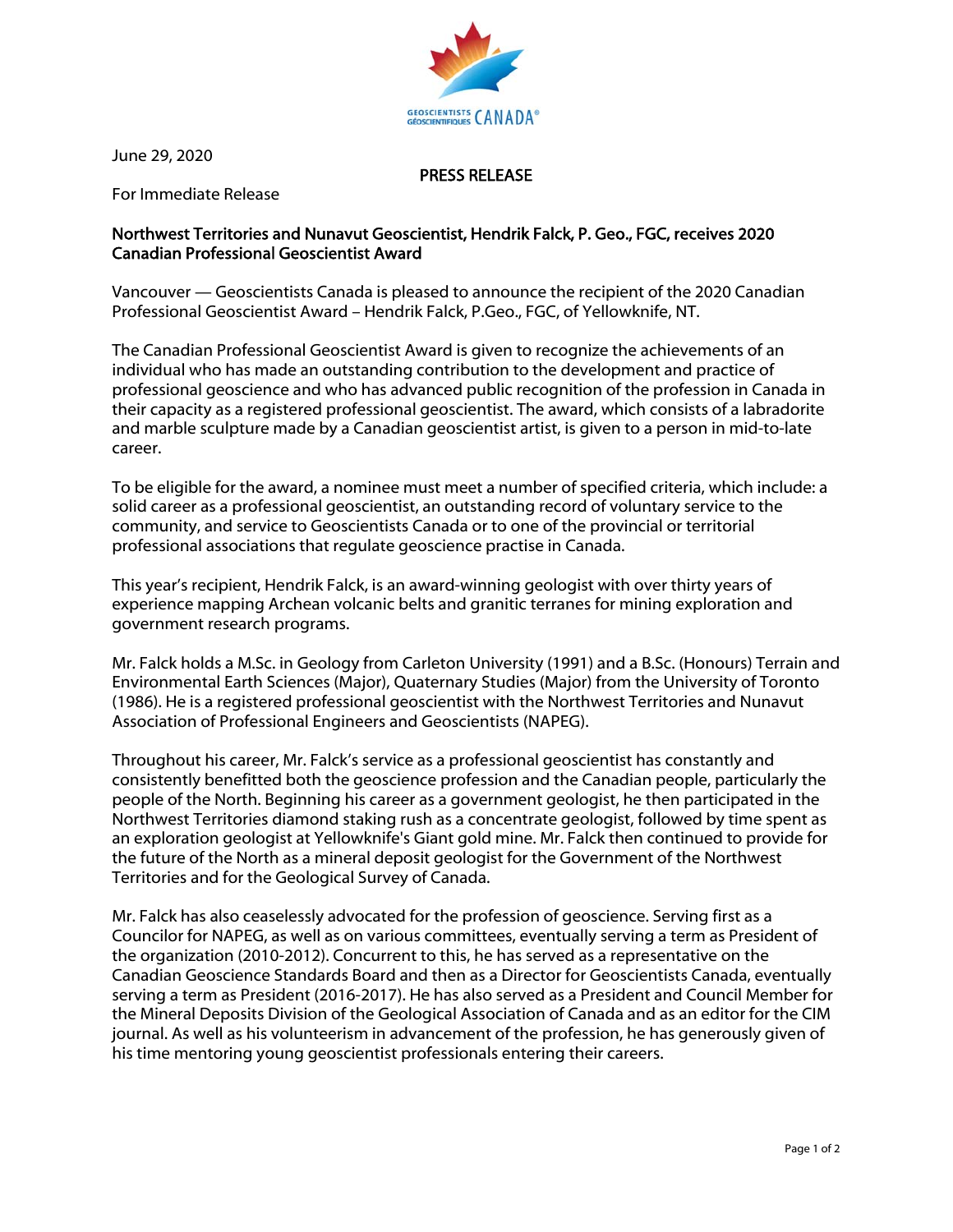June 29, 2020

**PRESS RELEASE**

For Immediate Release

**Northwest Territories and Nunavut Geoscientist, Hendrik Falck, P. Geo., FGC, receives 2020 Canadian Professional Geoscientist Award**

Vancouver — Geoscientists Canada is pleased to announce the recipient of the 2020 Canadian Professional Geoscientist Award – Hendrik Falck, P.Geo., FGC, of Yellowknife, NT.

The Canadian Professional Geoscientist Award is given to recognize the achievements of an individual who has made an outstanding contribution to the development and practice of professional geoscience and who has advanced public recognition of the profession in Canada in their capacity as a registered professional geoscientist. The award, which consists of a labradorite and marble sculpture made by a Canadian geoscientist artist, is given to a person in mid-to-late career.

To be eligible for the award, a nominee must meet a number of specified criteria, which include: a solid career as a professional geoscientist, an outstanding record of voluntary service to the community, and service to Geoscientists Canada or to one of the provincial or territorial professional associations that regulate geoscience practise in Canada.

This year's recipient, Hendrik Falck, is an award-winning geologist with over thirty years of experience mapping Archean volcanic belts and granitic terranes for mining exploration and government research programs.

Mr. Falck holds a M.Sc. in Geology from Carleton University (1991) and a B.Sc. (Honours) Terrain and Environmental Earth Sciences (Major), Quaternary Studies (Major) from the University of Toronto (1986). He is a registered professional geoscientist with the Northwest Territories and Nunavut Association of Professional Engineers and Geoscientists (NAPEG).

Throughout his career, Mr. Falck's service as a professional geoscientist has constantly and consistently benefitted both the geoscience profession and the Canadian people, particularly the people of the North. Beginning his career as a government geologist, he then participated in the Northwest Territories diamond staking rush as a concentrate geologist, followed by time spent as an exploration geologist at Yellowknife's Giant gold mine. Mr. Falck then continued to provide for the future of the North as a mineral deposit geologist for the Government of the Northwest Territories and for the Geological Survey of Canada.

Mr. Falck has also ceaselessly advocated for the profession of geoscience. Serving first as a Councilor for NAPEG, as well as on various committees, eventually serving a term as President of the organization (2010-2012). Concurrent to this, he has served as a representative on the Canadian Geoscience Standards Board and then as a Director for Geoscientists Canada, eventually serving a term as President (2016-2017). He has also served as a President and Council Member for the Mineral Deposits Division of the Geological Association of Canada and as an editor for the CIM journal. As well as his volunteerism in advancement of the profession, he has generously given of his time mentoring young geoscientist professionals entering their careers.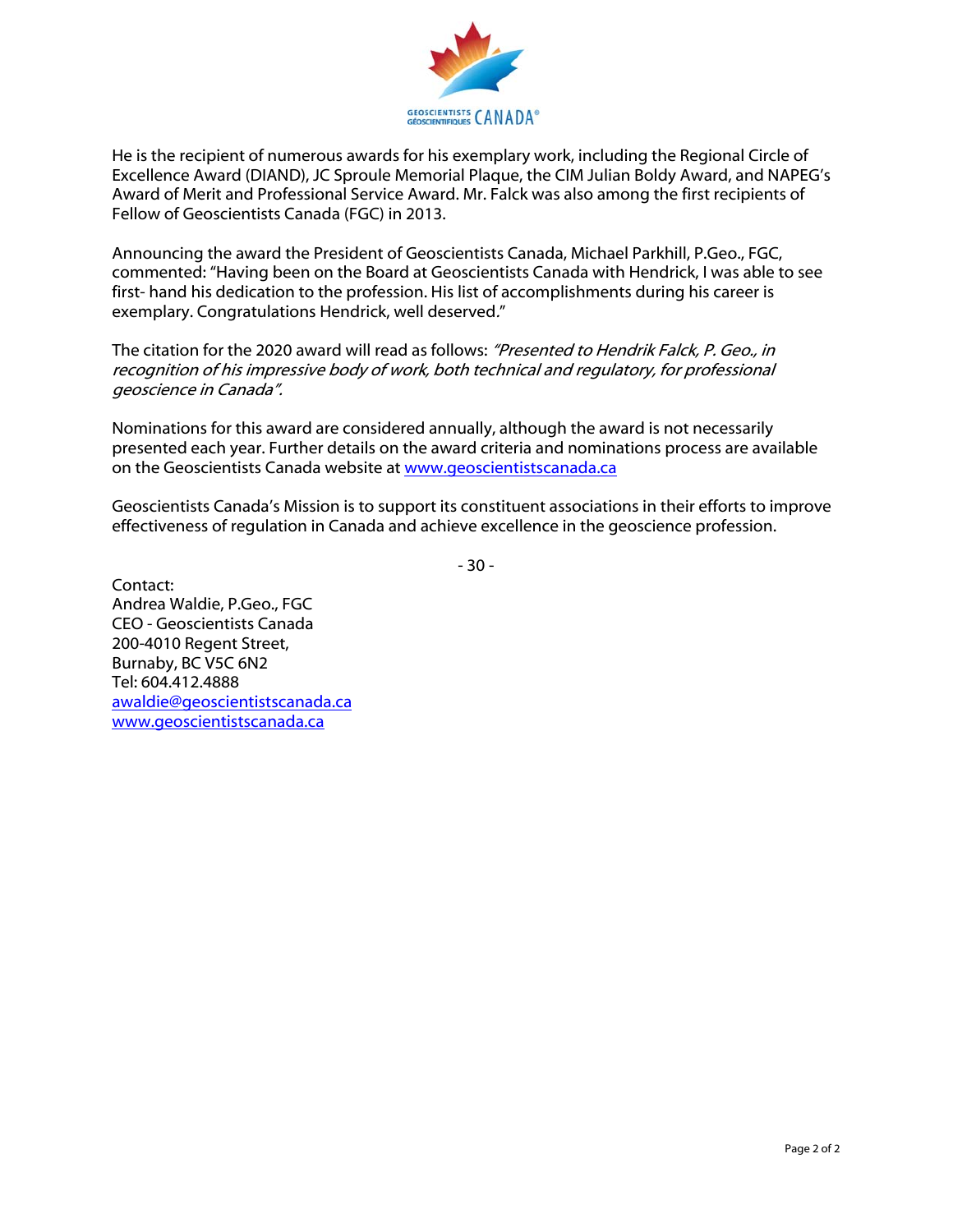He is the recipient of numerous awards for his exemplary work, including the Regional Circle of Excellence Award (DIAND), JC Sproule Memorial Plaque, the CIM Julian Boldy Award, and NAPEG's Award of Merit and Professional Service Award. Mr. Falck was also among the first recipients of Fellow of Geoscientists Canada (FGC) in 2013.

Announcing the award the President of Geoscientists Canada, Michael Parkhill, P.Geo., FGC, commented: "Having been on the Board at Geoscientists Canada with Hendrick, I was able to see first- hand his dedication to the profession. His list of accomplishments during his career is exemplary. Congratulations Hendrick, well deserved."

The citation for the 2020 award will read as follows: *"Presented to Hendrik Falck, P. Geo., in recognition of his impressive body of work, both technical and regulatory, for professional geoscience in Canada".*

Nominations for this award are considered annually, although the award is not necessarily presented each year. Further details on the award criteria and nominations process are available on the Geoscientists Canada website at www.geoscientistscanada.ca

Geoscientists Canada's Mission is to support its constituent associations in their efforts to improve effectiveness of regulation in Canada and achieve excellence in the geoscience profession.

- 30 -

Contact:
Andrea Waldie, P.Geo., FGC
CEO - Geoscientists Canada
200-4010 Regent Street,
Burnaby, BC V5C 6N2
Tel: 604.412.4888
awaldie@geoscientistscanada.ca
www.geoscientistscanada.ca